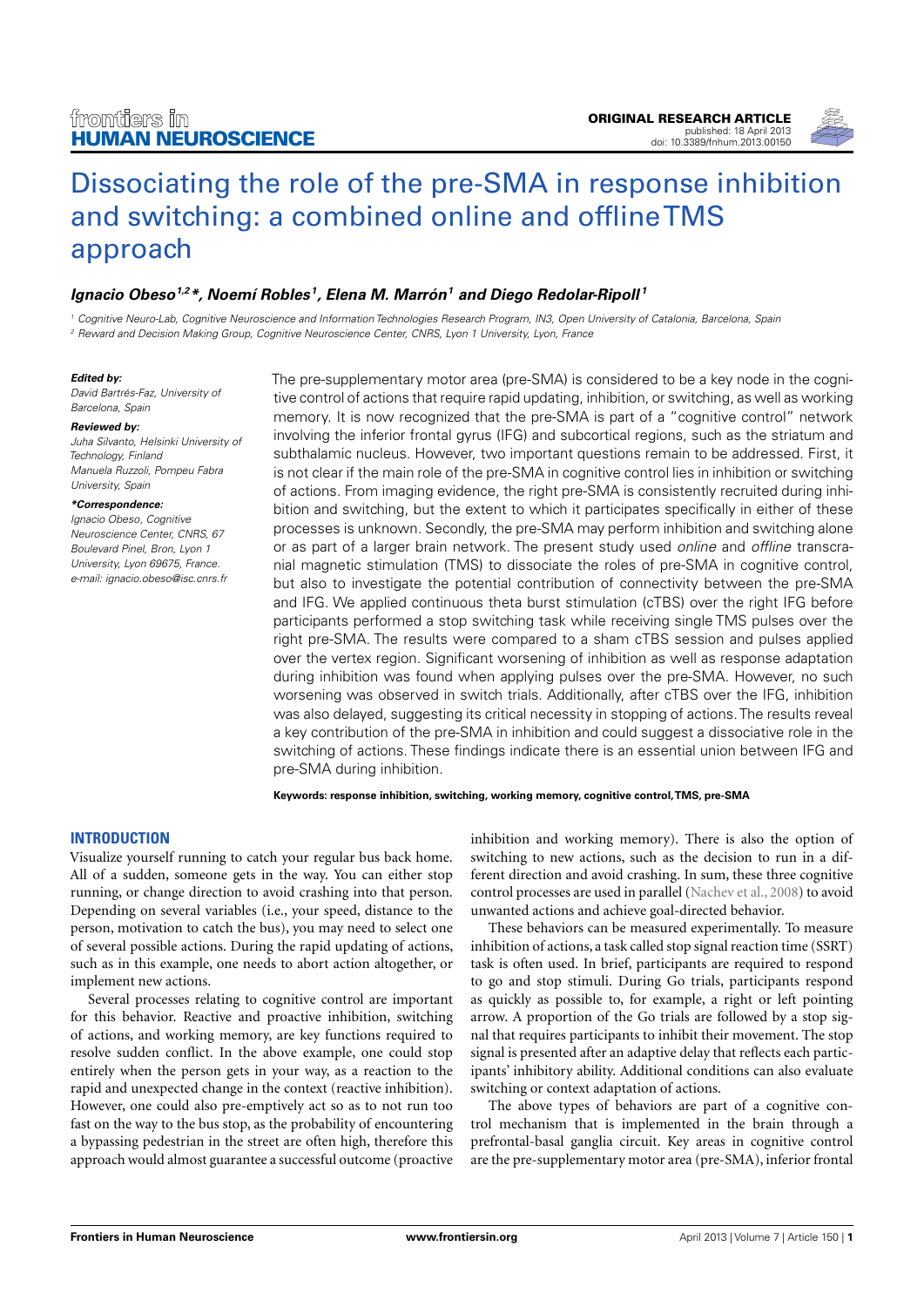ORIGINAL RESEARCH ARTICLE
published: 18 April 2013
doi: 10.3389/fnhum.2013.00150

# Dissociating the role of the pre-SMA in response inhibition and switching: a combined online and offline TMS approach

***Ignacio Obeso*[1,2]*\*, *Noemí Robles*[1], *Elena M. Marrón*[1] *and Diego Redolar-Ripoll*[1]**

[1] *Cognitive Neuro-Lab, Cognitive Neuroscience and Information Technologies Research Program, IN3, Open University of Catalonia, Barcelona, Spain*
[2] *Reward and Decision Making Group, Cognitive Neuroscience Center, CNRS, Lyon 1 University, Lyon, France*

***Edited by:***
*David Bartrés-Faz, University of Barcelona, Spain*

***Reviewed by:***
*Juha Silvanto, Helsinki University of Technology, Finland*
*Manuela Ruzzoli, Pompeu Fabra University, Spain*

***\*Correspondence:***
*Ignacio Obeso, Cognitive Neuroscience Center, CNRS, 67 Boulevard Pinel, Bron, Lyon 1 University, Lyon 69675, France.*
*e-mail: ignacio.obeso@isc.cnrs.fr*

The pre-supplementary motor area (pre-SMA) is considered to be a key node in the cognitive control of actions that require rapid updating, inhibition, or switching, as well as working memory. It is now recognized that the pre-SMA is part of a "cognitive control" network involving the inferior frontal gyrus (IFG) and subcortical regions, such as the striatum and subthalamic nucleus. However, two important questions remain to be addressed. First, it is not clear if the main role of the pre-SMA in cognitive control lies in inhibition or switching of actions. From imaging evidence, the right pre-SMA is consistently recruited during inhibition and switching, but the extent to which it participates specifically in either of these processes is unknown. Secondly, the pre-SMA may perform inhibition and switching alone or as part of a larger brain network. The present study used *online* and *offline* transcranial magnetic stimulation (TMS) to dissociate the roles of pre-SMA in cognitive control, but also to investigate the potential contribution of connectivity between the pre-SMA and IFG. We applied continuous theta burst stimulation (cTBS) over the right IFG before participants performed a stop switching task while receiving single TMS pulses over the right pre-SMA. The results were compared to a sham cTBS session and pulses applied over the vertex region. Significant worsening of inhibition as well as response adaptation during inhibition was found when applying pulses over the pre-SMA. However, no such worsening was observed in switch trials. Additionally, after cTBS over the IFG, inhibition was also delayed, suggesting its critical necessity in stopping of actions. The results reveal a key contribution of the pre-SMA in inhibition and could suggest a dissociative role in the switching of actions. These findings indicate there is an essential union between IFG and pre-SMA during inhibition.

**Keywords: response inhibition, switching, working memory, cognitive control, TMS, pre-SMA**

## INTRODUCTION

Visualize yourself running to catch your regular bus back home. All of a sudden, someone gets in the way. You can either stop running, or change direction to avoid crashing into that person. Depending on several variables (i.e., your speed, distance to the person, motivation to catch the bus), you may need to select one of several possible actions. During the rapid updating of actions, such as in this example, one needs to abort action altogether, or implement new actions.

Several processes relating to cognitive control are important for this behavior. Reactive and proactive inhibition, switching of actions, and working memory, are key functions required to resolve sudden conflict. In the above example, one could stop entirely when the person gets in your way, as a reaction to the rapid and unexpected change in the context (reactive inhibition). However, one could also pre-emptively act so as to not run too fast on the way to the bus stop, as the probability of encountering a bypassing pedestrian in the street are often high, therefore this approach would almost guarantee a successful outcome (proactive inhibition and working memory). There is also the option of switching to new actions, such as the decision to run in a different direction and avoid crashing. In sum, these three cognitive control processes are used in parallel (Nachev et al., 2008) to avoid unwanted actions and achieve goal-directed behavior.

These behaviors can be measured experimentally. To measure inhibition of actions, a task called stop signal reaction time (SSRT) task is often used. In brief, participants are required to respond to go and stop stimuli. During Go trials, participants respond as quickly as possible to, for example, a right or left pointing arrow. A proportion of the Go trials are followed by a stop signal that requires participants to inhibit their movement. The stop signal is presented after an adaptive delay that reflects each participants' inhibitory ability. Additional conditions can also evaluate switching or context adaptation of actions.

The above types of behaviors are part of a cognitive control mechanism that is implemented in the brain through a prefrontal-basal ganglia circuit. Key areas in cognitive control are the pre-supplementary motor area (pre-SMA), inferior frontal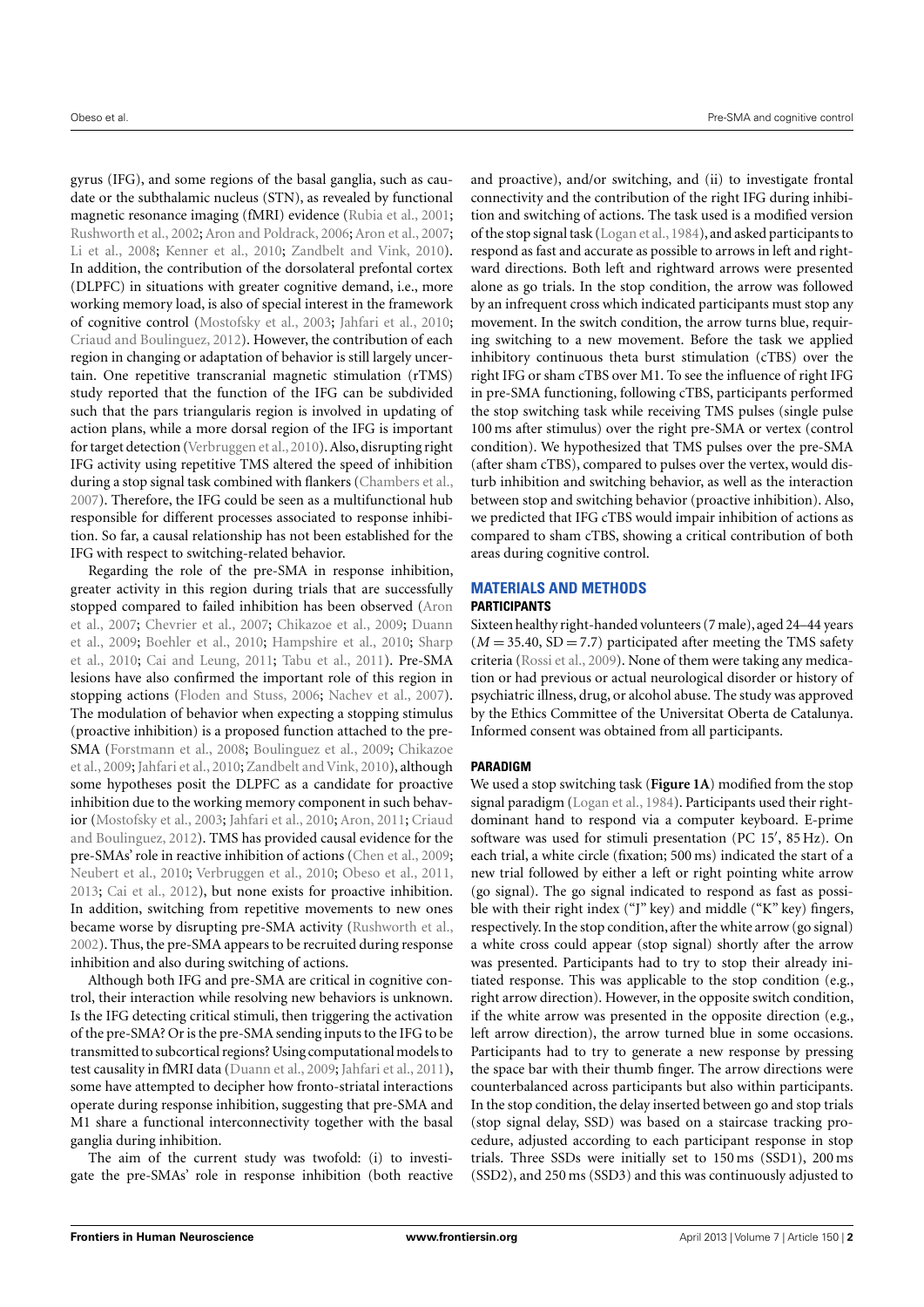gyrus (IFG), and some regions of the basal ganglia, such as caudate or the subthalamic nucleus (STN), as revealed by functional magnetic resonance imaging (fMRI) evidence (Rubia et al., 2001; Rushworth et al., 2002; Aron and Poldrack, 2006; Aron et al., 2007; Li et al., 2008; Kenner et al., 2010; Zandbelt and Vink, 2010). In addition, the contribution of the dorsolateral prefontal cortex (DLPFC) in situations with greater cognitive demand, i.e., more working memory load, is also of special interest in the framework of cognitive control (Mostofsky et al., 2003; Jahfari et al., 2010; Criaud and Boulinguez, 2012). However, the contribution of each region in changing or adaptation of behavior is still largely uncertain. One repetitive transcranial magnetic stimulation (rTMS) study reported that the function of the IFG can be subdivided such that the pars triangularis region is involved in updating of action plans, while a more dorsal region of the IFG is important for target detection (Verbruggen et al., 2010). Also, disrupting right IFG activity using repetitive TMS altered the speed of inhibition during a stop signal task combined with flankers (Chambers et al., 2007). Therefore, the IFG could be seen as a multifunctional hub responsible for different processes associated to response inhibition. So far, a causal relationship has not been established for the IFG with respect to switching-related behavior.

Regarding the role of the pre-SMA in response inhibition, greater activity in this region during trials that are successfully stopped compared to failed inhibition has been observed (Aron et al., 2007; Chevrier et al., 2007; Chikazoe et al., 2009; Duann et al., 2009; Boehler et al., 2010; Hampshire et al., 2010; Sharp et al., 2010; Cai and Leung, 2011; Tabu et al., 2011). Pre-SMA lesions have also confirmed the important role of this region in stopping actions (Floden and Stuss, 2006; Nachev et al., 2007). The modulation of behavior when expecting a stopping stimulus (proactive inhibition) is a proposed function attached to the pre-SMA (Forstmann et al., 2008; Boulinguez et al., 2009; Chikazoe et al., 2009; Jahfari et al., 2010; Zandbelt and Vink, 2010), although some hypotheses posit the DLPFC as a candidate for proactive inhibition due to the working memory component in such behavior (Mostofsky et al., 2003; Jahfari et al., 2010; Aron, 2011; Criaud and Boulinguez, 2012). TMS has provided causal evidence for the pre-SMAs' role in reactive inhibition of actions (Chen et al., 2009; Neubert et al., 2010; Verbruggen et al., 2010; Obeso et al., 2011, 2013; Cai et al., 2012), but none exists for proactive inhibition. In addition, switching from repetitive movements to new ones became worse by disrupting pre-SMA activity (Rushworth et al., 2002). Thus, the pre-SMA appears to be recruited during response inhibition and also during switching of actions.

Although both IFG and pre-SMA are critical in cognitive control, their interaction while resolving new behaviors is unknown. Is the IFG detecting critical stimuli, then triggering the activation of the pre-SMA? Or is the pre-SMA sending inputs to the IFG to be transmitted to subcortical regions? Using computational models to test causality in fMRI data (Duann et al., 2009; Jahfari et al., 2011), some have attempted to decipher how fronto-striatal interactions operate during response inhibition, suggesting that pre-SMA and M1 share a functional interconnectivity together with the basal ganglia during inhibition.

The aim of the current study was twofold: (i) to investigate the pre-SMAs' role in response inhibition (both reactive and proactive), and/or switching, and (ii) to investigate frontal connectivity and the contribution of the right IFG during inhibition and switching of actions. The task used is a modified version of the stop signal task (Logan et al., 1984), and asked participants to respond as fast and accurate as possible to arrows in left and rightward directions. Both left and rightward arrows were presented alone as go trials. In the stop condition, the arrow was followed by an infrequent cross which indicated participants must stop any movement. In the switch condition, the arrow turns blue, requiring switching to a new movement. Before the task we applied inhibitory continuous theta burst stimulation (cTBS) over the right IFG or sham cTBS over M1. To see the influence of right IFG in pre-SMA functioning, following cTBS, participants performed the stop switching task while receiving TMS pulses (single pulse 100 ms after stimulus) over the right pre-SMA or vertex (control condition). We hypothesized that TMS pulses over the pre-SMA (after sham cTBS), compared to pulses over the vertex, would disturb inhibition and switching behavior, as well as the interaction between stop and switching behavior (proactive inhibition). Also, we predicted that IFG cTBS would impair inhibition of actions as compared to sham cTBS, showing a critical contribution of both areas during cognitive control.

## MATERIALS AND METHODS

### PARTICIPANTS

Sixteen healthy right-handed volunteers (7 male), aged 24–44 years ($M = 35.40$, $SD = 7.7$) participated after meeting the TMS safety criteria (Rossi et al., 2009). None of them were taking any medication or had previous or actual neurological disorder or history of psychiatric illness, drug, or alcohol abuse. The study was approved by the Ethics Committee of the Universitat Oberta de Catalunya. Informed consent was obtained from all participants.

### PARADIGM

We used a stop switching task (**Figure 1A**) modified from the stop signal paradigm (Logan et al., 1984). Participants used their right-dominant hand to respond via a computer keyboard. E-prime software was used for stimuli presentation (PC 15′, 85 Hz). On each trial, a white circle (fixation; 500 ms) indicated the start of a new trial followed by either a left or right pointing white arrow (go signal). The go signal indicated to respond as fast as possible with their right index ("J" key) and middle ("K" key) fingers, respectively. In the stop condition, after the white arrow (go signal) a white cross could appear (stop signal) shortly after the arrow was presented. Participants had to try to stop their already initiated response. This was applicable to the stop condition (e.g., right arrow direction). However, in the opposite switch condition, if the white arrow was presented in the opposite direction (e.g., left arrow direction), the arrow turned blue in some occasions. Participants had to try to generate a new response by pressing the space bar with their thumb finger. The arrow directions were counterbalanced across participants but also within participants. In the stop condition, the delay inserted between go and stop trials (stop signal delay, SSD) was based on a staircase tracking procedure, adjusted according to each participant response in stop trials. Three SSDs were initially set to 150 ms (SSD1), 200 ms (SSD2), and 250 ms (SSD3) and this was continuously adjusted to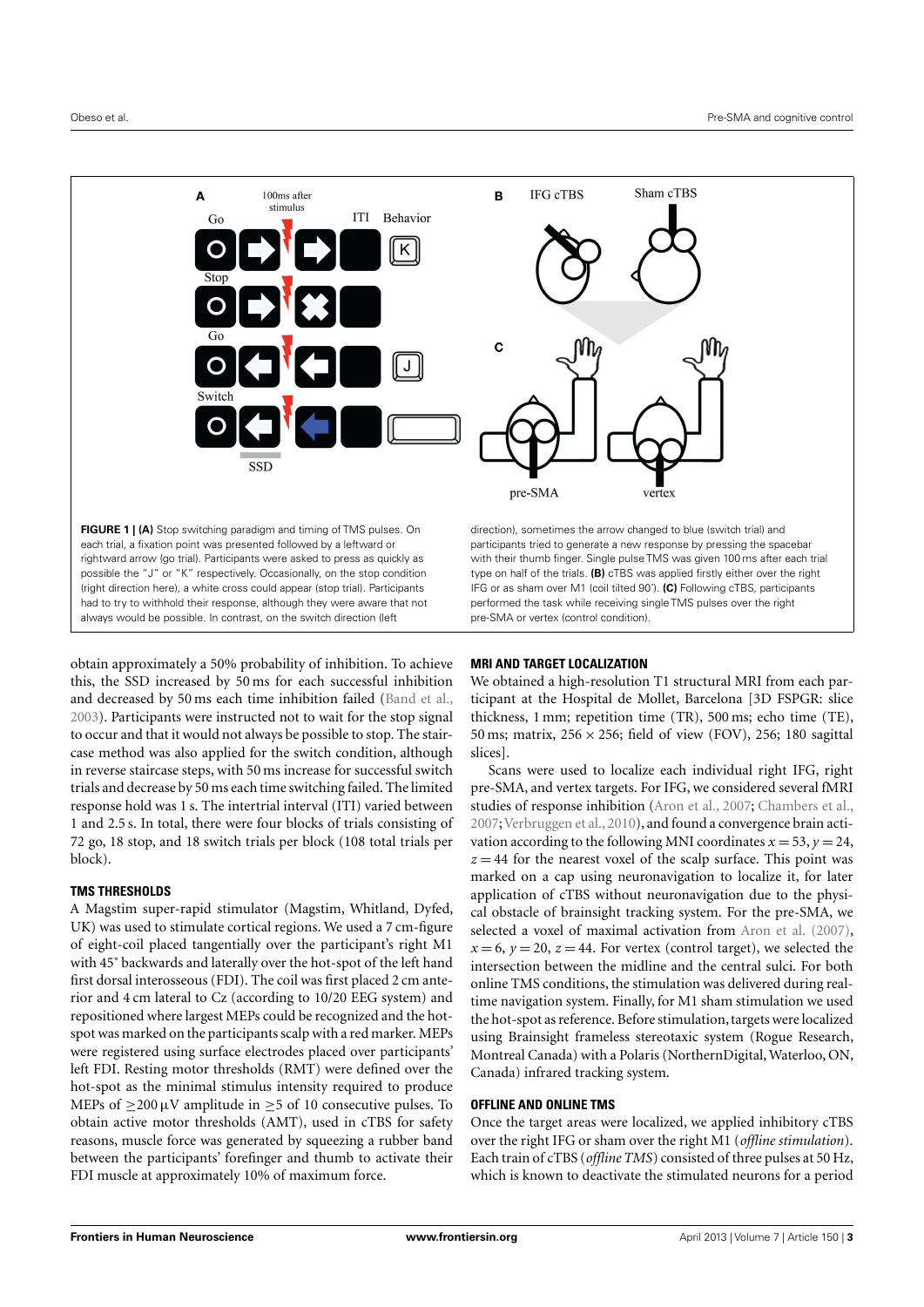**FIGURE 1 | (A)** Stop switching paradigm and timing of TMS pulses. On each trial, a fixation point was presented followed by a leftward or rightward arrow (go trial). Participants were asked to press as quickly as possible the "J" or "K" respectively. Occasionally, on the stop condition (right direction here), a white cross could appear (stop trial). Participants had to try to withhold their response, although they were aware that not always would be possible. In contrast, on the switch direction (left direction), sometimes the arrow changed to blue (switch trial) and participants tried to generate a new response by pressing the spacebar with their thumb finger. Single pulse TMS was given 100 ms after each trial type on half of the trials. **(B)** cTBS was applied firstly either over the right IFG or as sham over M1 (coil tilted 90°). **(C)** Following cTBS, participants performed the task while receiving single TMS pulses over the right pre-SMA or vertex (control condition).

obtain approximately a 50% probability of inhibition. To achieve this, the SSD increased by 50 ms for each successful inhibition and decreased by 50 ms each time inhibition failed (Band et al., 2003). Participants were instructed not to wait for the stop signal to occur and that it would not always be possible to stop. The staircase method was also applied for the switch condition, although in reverse staircase steps, with 50 ms increase for successful switch trials and decrease by 50 ms each time switching failed. The limited response hold was 1 s. The intertrial interval (ITI) varied between 1 and 2.5 s. In total, there were four blocks of trials consisting of 72 go, 18 stop, and 18 switch trials per block (108 total trials per block).

## TMS THRESHOLDS

A Magstim super-rapid stimulator (Magstim, Whitland, Dyfed, UK) was used to stimulate cortical regions. We used a 7 cm-figure of eight-coil placed tangentially over the participant's right M1 with 45° backwards and laterally over the hot-spot of the left hand first dorsal interosseous (FDI). The coil was first placed 2 cm anterior and 4 cm lateral to Cz (according to 10/20 EEG system) and repositioned where largest MEPs could be recognized and the hot-spot was marked on the participants scalp with a red marker. MEPs were registered using surface electrodes placed over participants' left FDI. Resting motor thresholds (RMT) were defined over the hot-spot as the minimal stimulus intensity required to produce MEPs of $\geq$200 μV amplitude in $\geq$5 of 10 consecutive pulses. To obtain active motor thresholds (AMT), used in cTBS for safety reasons, muscle force was generated by squeezing a rubber band between the participants' forefinger and thumb to activate their FDI muscle at approximately 10% of maximum force.

## MRI AND TARGET LOCALIZATION

We obtained a high-resolution T1 structural MRI from each participant at the Hospital de Mollet, Barcelona [3D FSPGR: slice thickness, 1 mm; repetition time (TR), 500 ms; echo time (TE), 50 ms; matrix, 256 × 256; field of view (FOV), 256; 180 sagittal slices].

Scans were used to localize each individual right IFG, right pre-SMA, and vertex targets. For IFG, we considered several fMRI studies of response inhibition (Aron et al., 2007; Chambers et al., 2007; Verbruggen et al., 2010), and found a convergence brain activation according to the following MNI coordinates $x = 53$, $y = 24$, $z = 44$ for the nearest voxel of the scalp surface. This point was marked on a cap using neuronavigation to localize it, for later application of cTBS without neuronavigation due to the physical obstacle of brainsight tracking system. For the pre-SMA, we selected a voxel of maximal activation from Aron et al. (2007), $x = 6$, $y = 20$, $z = 44$. For vertex (control target), we selected the intersection between the midline and the central sulci. For both online TMS conditions, the stimulation was delivered during real-time navigation system. Finally, for M1 sham stimulation we used the hot-spot as reference. Before stimulation, targets were localized using Brainsight frameless stereotaxic system (Rogue Research, Montreal Canada) with a Polaris (NorthernDigital, Waterloo, ON, Canada) infrared tracking system.

## OFFLINE AND ONLINE TMS

Once the target areas were localized, we applied inhibitory cTBS over the right IFG or sham over the right M1 (*offline stimulation*). Each train of cTBS (*offline TMS*) consisted of three pulses at 50 Hz, which is known to deactivate the stimulated neurons for a period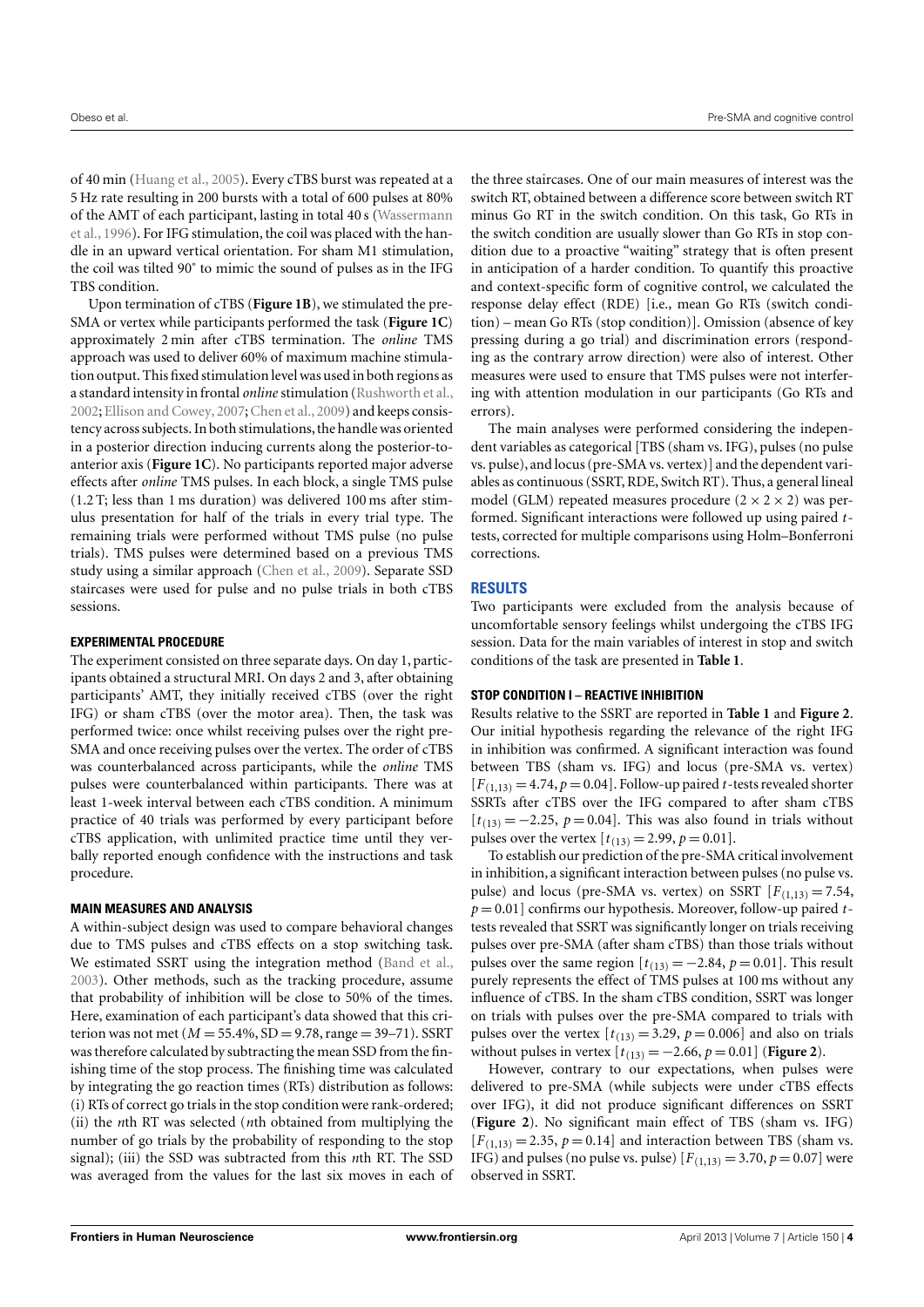of 40 min (Huang et al., 2005). Every cTBS burst was repeated at a 5 Hz rate resulting in 200 bursts with a total of 600 pulses at 80% of the AMT of each participant, lasting in total 40 s (Wassermann et al., 1996). For IFG stimulation, the coil was placed with the handle in an upward vertical orientation. For sham M1 stimulation, the coil was tilted 90° to mimic the sound of pulses as in the IFG TBS condition.

Upon termination of cTBS (**Figure 1B**), we stimulated the pre-SMA or vertex while participants performed the task (**Figure 1C**) approximately 2 min after cTBS termination. The *online* TMS approach was used to deliver 60% of maximum machine stimulation output. This fixed stimulation level was used in both regions as a standard intensity in frontal *online* stimulation (Rushworth et al., 2002; Ellison and Cowey, 2007; Chen et al., 2009) and keeps consistency across subjects. In both stimulations, the handle was oriented in a posterior direction inducing currents along the posterior-to-anterior axis (**Figure 1C**). No participants reported major adverse effects after *online* TMS pulses. In each block, a single TMS pulse (1.2 T; less than 1 ms duration) was delivered 100 ms after stimulus presentation for half of the trials in every trial type. The remaining trials were performed without TMS pulse (no pulse trials). TMS pulses were determined based on a previous TMS study using a similar approach (Chen et al., 2009). Separate SSD staircases were used for pulse and no pulse trials in both cTBS sessions.

### EXPERIMENTAL PROCEDURE

The experiment consisted on three separate days. On day 1, participants obtained a structural MRI. On days 2 and 3, after obtaining participants' AMT, they initially received cTBS (over the right IFG) or sham cTBS (over the motor area). Then, the task was performed twice: once whilst receiving pulses over the right pre-SMA and once receiving pulses over the vertex. The order of cTBS was counterbalanced across participants, while the *online* TMS pulses were counterbalanced within participants. There was at least 1-week interval between each cTBS condition. A minimum practice of 40 trials was performed by every participant before cTBS application, with unlimited practice time until they verbally reported enough confidence with the instructions and task procedure.

### MAIN MEASURES AND ANALYSIS

A within-subject design was used to compare behavioral changes due to TMS pulses and cTBS effects on a stop switching task. We estimated SSRT using the integration method (Band et al., 2003). Other methods, such as the tracking procedure, assume that probability of inhibition will be close to 50% of the times. Here, examination of each participant's data showed that this criterion was not met ($M = 55.4\%$, $SD = 9.78$, range = 39–71). SSRT was therefore calculated by subtracting the mean SSD from the finishing time of the stop process. The finishing time was calculated by integrating the go reaction times (RTs) distribution as follows: (i) RTs of correct go trials in the stop condition were rank-ordered; (ii) the *n*th RT was selected (*n*th obtained from multiplying the number of go trials by the probability of responding to the stop signal); (iii) the SSD was subtracted from this *n*th RT. The SSD was averaged from the values for the last six moves in each of the three staircases. One of our main measures of interest was the switch RT, obtained between a difference score between switch RT minus Go RT in the switch condition. On this task, Go RTs in the switch condition are usually slower than Go RTs in stop condition due to a proactive "waiting" strategy that is often present in anticipation of a harder condition. To quantify this proactive and context-specific form of cognitive control, we calculated the response delay effect (RDE) [i.e., mean Go RTs (switch condition) – mean Go RTs (stop condition)]. Omission (absence of key pressing during a go trial) and discrimination errors (responding as the contrary arrow direction) were also of interest. Other measures were used to ensure that TMS pulses were not interfering with attention modulation in our participants (Go RTs and errors).

The main analyses were performed considering the independent variables as categorical [TBS (sham vs. IFG), pulses (no pulse vs. pulse), and locus (pre-SMA vs. vertex)] and the dependent variables as continuous (SSRT, RDE, Switch RT). Thus, a general lineal model (GLM) repeated measures procedure ($2 \times 2 \times 2$) was performed. Significant interactions were followed up using paired *t*-tests, corrected for multiple comparisons using Holm–Bonferroni corrections.

## RESULTS

Two participants were excluded from the analysis because of uncomfortable sensory feelings whilst undergoing the cTBS IFG session. Data for the main variables of interest in stop and switch conditions of the task are presented in **Table 1**.

### STOP CONDITION I – REACTIVE INHIBITION

Results relative to the SSRT are reported in **Table 1** and **Figure 2**. Our initial hypothesis regarding the relevance of the right IFG in inhibition was confirmed. A significant interaction was found between TBS (sham vs. IFG) and locus (pre-SMA vs. vertex) [$F_{(1,13)} = 4.74$, $p = 0.04$]. Follow-up paired *t*-tests revealed shorter SSRTs after cTBS over the IFG compared to after sham cTBS [$t_{(13)} = -2.25$, $p = 0.04$]. This was also found in trials without pulses over the vertex [$t_{(13)} = 2.99$, $p = 0.01$].

To establish our prediction of the pre-SMA critical involvement in inhibition, a significant interaction between pulses (no pulse vs. pulse) and locus (pre-SMA vs. vertex) on SSRT [$F_{(1,13)} = 7.54$, $p = 0.01$] confirms our hypothesis. Moreover, follow-up paired *t*-tests revealed that SSRT was significantly longer on trials receiving pulses over pre-SMA (after sham cTBS) than those trials without pulses over the same region [$t_{(13)} = -2.84$, $p = 0.01$]. This result purely represents the effect of TMS pulses at 100 ms without any influence of cTBS. In the sham cTBS condition, SSRT was longer on trials with pulses over the pre-SMA compared to trials with pulses over the vertex [$t_{(13)} = 3.29$, $p = 0.006$] and also on trials without pulses in vertex [$t_{(13)} = -2.66$, $p = 0.01$] (**Figure 2**).

However, contrary to our expectations, when pulses were delivered to pre-SMA (while subjects were under cTBS effects over IFG), it did not produce significant differences on SSRT (**Figure 2**). No significant main effect of TBS (sham vs. IFG) [$F_{(1,13)} = 2.35$, $p = 0.14$] and interaction between TBS (sham vs. IFG) and pulses (no pulse vs. pulse) [$F_{(1,13)} = 3.70$, $p = 0.07$] were observed in SSRT.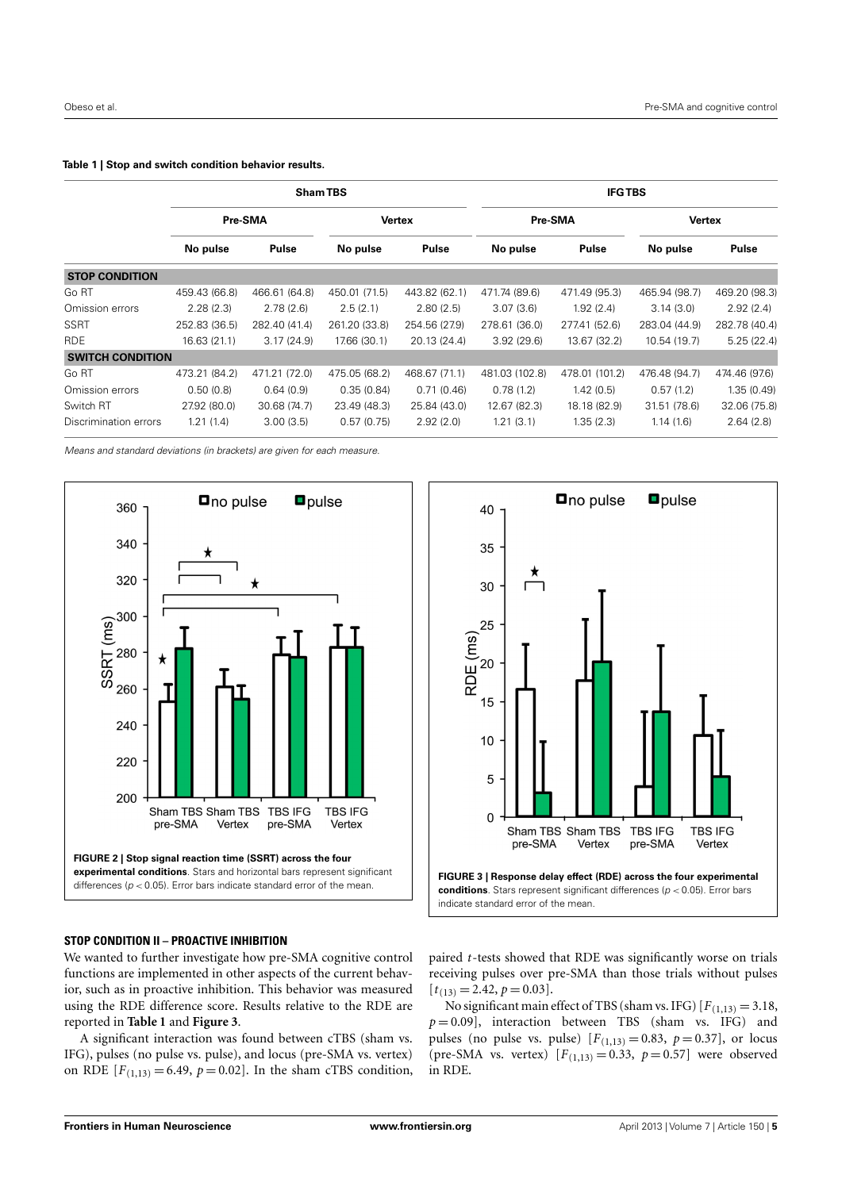**Table 1 | Stop and switch condition behavior results.**

| | Sham TBS | | | | IFG TBS | | | |
|---|---|---|---|---|---|---|---|---|
| | Pre-SMA | | Vertex | | Pre-SMA | | Vertex | |
| | No pulse | Pulse | No pulse | Pulse | No pulse | Pulse | No pulse | Pulse |
| **STOP CONDITION** | | | | | | | | |
| Go RT | 459.43 (66.8) | 466.61 (64.8) | 450.01 (71.5) | 443.82 (62.1) | 471.74 (89.6) | 471.49 (95.3) | 465.94 (98.7) | 469.20 (98.3) |
| Omission errors | 2.28 (2.3) | 2.78 (2.6) | 2.5 (2.1) | 2.80 (2.5) | 3.07 (3.6) | 1.92 (2.4) | 3.14 (3.0) | 2.92 (2.4) |
| SSRT | 252.83 (36.5) | 282.40 (41.4) | 261.20 (33.8) | 254.56 (27.9) | 278.61 (36.0) | 277.41 (52.6) | 283.04 (44.9) | 282.78 (40.4) |
| RDE | 16.63 (21.1) | 3.17 (24.9) | 17.66 (30.1) | 20.13 (24.4) | 3.92 (29.6) | 13.67 (32.2) | 10.54 (19.7) | 5.25 (22.4) |
| **SWITCH CONDITION** | | | | | | | | |
| Go RT | 473.21 (84.2) | 471.21 (72.0) | 475.05 (68.2) | 468.67 (71.1) | 481.03 (102.8) | 478.01 (101.2) | 476.48 (94.7) | 474.46 (97.6) |
| Omission errors | 0.50 (0.8) | 0.64 (0.9) | 0.35 (0.84) | 0.71 (0.46) | 0.78 (1.2) | 1.42 (0.5) | 0.57 (1.2) | 1.35 (0.49) |
| Switch RT | 27.92 (80.0) | 30.68 (74.7) | 23.49 (48.3) | 25.84 (43.0) | 12.67 (82.3) | 18.18 (82.9) | 31.51 (78.6) | 32.06 (75.8) |
| Discrimination errors | 1.21 (1.4) | 3.00 (3.5) | 0.57 (0.75) | 2.92 (2.0) | 1.21 (3.1) | 1.35 (2.3) | 1.14 (1.6) | 2.64 (2.8) |

*Means and standard deviations (in brackets) are given for each measure.*

**FIGURE 2 | Stop signal reaction time (SSRT) across the four experimental conditions**. Stars and horizontal bars represent significant differences ($p < 0.05$). Error bars indicate standard error of the mean.

**FIGURE 3 | Response delay effect (RDE) across the four experimental conditions**. Stars represent significant differences ($p < 0.05$). Error bars indicate standard error of the mean.

### STOP CONDITION II – PROACTIVE INHIBITION

We wanted to further investigate how pre-SMA cognitive control functions are implemented in other aspects of the current behavior, such as in proactive inhibition. This behavior was measured using the RDE difference score. Results relative to the RDE are reported in **Table 1** and **Figure 3**.

A significant interaction was found between cTBS (sham vs. IFG), pulses (no pulse vs. pulse), and locus (pre-SMA vs. vertex) on RDE [$F_{(1,13)} = 6.49$, $p = 0.02$]. In the sham cTBS condition, paired $t$-tests showed that RDE was significantly worse on trials receiving pulses over pre-SMA than those trials without pulses [$t_{(13)} = 2.42$, $p = 0.03$].

No significant main effect of TBS (sham vs. IFG) [$F_{(1,13)} = 3.18$, $p = 0.09$], interaction between TBS (sham vs. IFG) and pulses (no pulse vs. pulse) [$F_{(1,13)} = 0.83$, $p = 0.37$], or locus (pre-SMA vs. vertex) [$F_{(1,13)} = 0.33$, $p = 0.57$] were observed in RDE.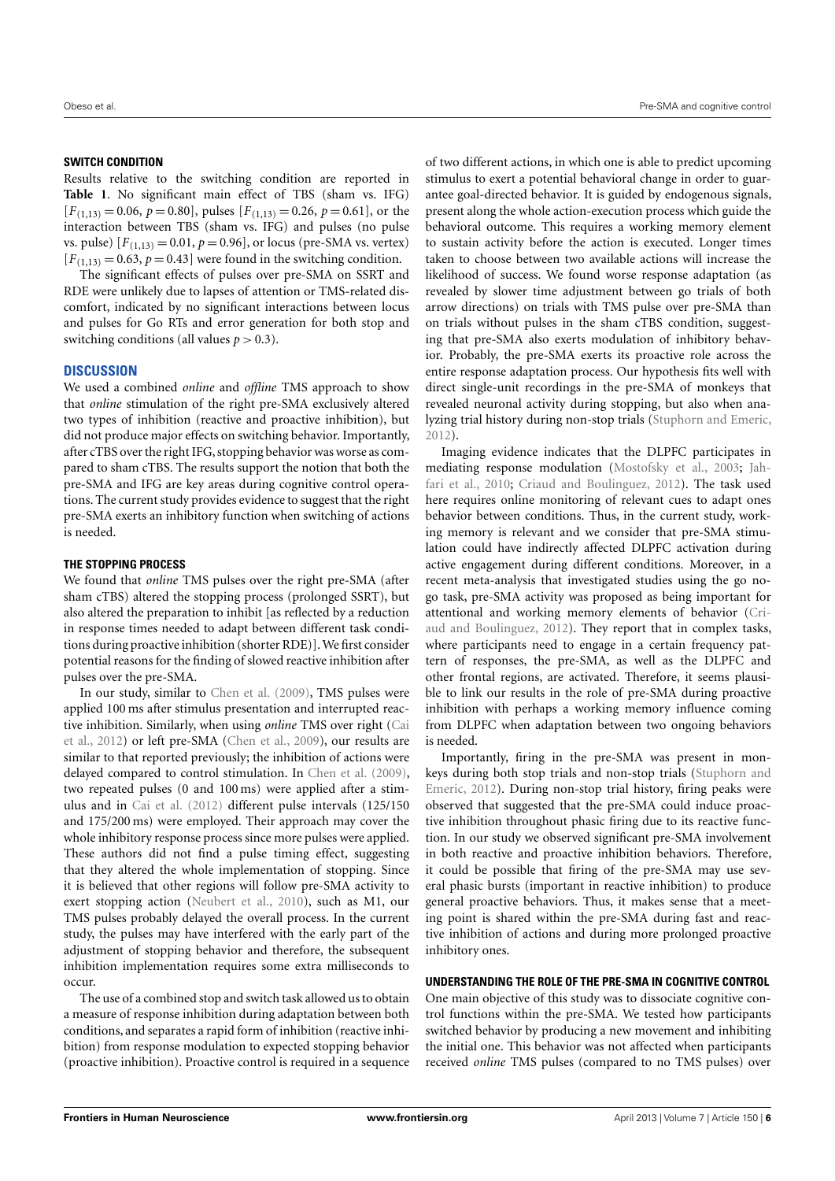### SWITCH CONDITION

Results relative to the switching condition are reported in **Table 1**. No significant main effect of TBS (sham vs. IFG) [$F_{(1,13)} = 0.06$, $p = 0.80$], pulses [$F_{(1,13)} = 0.26$, $p = 0.61$], or the interaction between TBS (sham vs. IFG) and pulses (no pulse vs. pulse) [$F_{(1,13)} = 0.01$, $p = 0.96$], or locus (pre-SMA vs. vertex) [$F_{(1,13)} = 0.63$, $p = 0.43$] were found in the switching condition.

The significant effects of pulses over pre-SMA on SSRT and RDE were unlikely due to lapses of attention or TMS-related discomfort, indicated by no significant interactions between locus and pulses for Go RTs and error generation for both stop and switching conditions (all values $p > 0.3$).

## DISCUSSION

We used a combined *online* and *offline* TMS approach to show that *online* stimulation of the right pre-SMA exclusively altered two types of inhibition (reactive and proactive inhibition), but did not produce major effects on switching behavior. Importantly, after cTBS over the right IFG, stopping behavior was worse as compared to sham cTBS. The results support the notion that both the pre-SMA and IFG are key areas during cognitive control operations. The current study provides evidence to suggest that the right pre-SMA exerts an inhibitory function when switching of actions is needed.

### THE STOPPING PROCESS

We found that *online* TMS pulses over the right pre-SMA (after sham cTBS) altered the stopping process (prolonged SSRT), but also altered the preparation to inhibit [as reflected by a reduction in response times needed to adapt between different task conditions during proactive inhibition (shorter RDE)]. We first consider potential reasons for the finding of slowed reactive inhibition after pulses over the pre-SMA.

In our study, similar to Chen et al. (2009), TMS pulses were applied 100 ms after stimulus presentation and interrupted reactive inhibition. Similarly, when using *online* TMS over right (Cai et al., 2012) or left pre-SMA (Chen et al., 2009), our results are similar to that reported previously; the inhibition of actions were delayed compared to control stimulation. In Chen et al. (2009), two repeated pulses (0 and 100 ms) were applied after a stimulus and in Cai et al. (2012) different pulse intervals (125/150 and 175/200 ms) were employed. Their approach may cover the whole inhibitory response process since more pulses were applied. These authors did not find a pulse timing effect, suggesting that they altered the whole implementation of stopping. Since it is believed that other regions will follow pre-SMA activity to exert stopping action (Neubert et al., 2010), such as M1, our TMS pulses probably delayed the overall process. In the current study, the pulses may have interfered with the early part of the adjustment of stopping behavior and therefore, the subsequent inhibition implementation requires some extra milliseconds to occur.

The use of a combined stop and switch task allowed us to obtain a measure of response inhibition during adaptation between both conditions, and separates a rapid form of inhibition (reactive inhibition) from response modulation to expected stopping behavior (proactive inhibition). Proactive control is required in a sequence of two different actions, in which one is able to predict upcoming stimulus to exert a potential behavioral change in order to guarantee goal-directed behavior. It is guided by endogenous signals, present along the whole action-execution process which guide the behavioral outcome. This requires a working memory element to sustain activity before the action is executed. Longer times taken to choose between two available actions will increase the likelihood of success. We found worse response adaptation (as revealed by slower time adjustment between go trials of both arrow directions) on trials with TMS pulse over pre-SMA than on trials without pulses in the sham cTBS condition, suggesting that pre-SMA also exerts modulation of inhibitory behavior. Probably, the pre-SMA exerts its proactive role across the entire response adaptation process. Our hypothesis fits well with direct single-unit recordings in the pre-SMA of monkeys that revealed neuronal activity during stopping, but also when analyzing trial history during non-stop trials (Stuphorn and Emeric, 2012).

Imaging evidence indicates that the DLPFC participates in mediating response modulation (Mostofsky et al., 2003; Jahfari et al., 2010; Criaud and Boulinguez, 2012). The task used here requires online monitoring of relevant cues to adapt ones behavior between conditions. Thus, in the current study, working memory is relevant and we consider that pre-SMA stimulation could have indirectly affected DLPFC activation during active engagement during different conditions. Moreover, in a recent meta-analysis that investigated studies using the go no-go task, pre-SMA activity was proposed as being important for attentional and working memory elements of behavior (Criaud and Boulinguez, 2012). They report that in complex tasks, where participants need to engage in a certain frequency pattern of responses, the pre-SMA, as well as the DLPFC and other frontal regions, are activated. Therefore, it seems plausible to link our results in the role of pre-SMA during proactive inhibition with perhaps a working memory influence coming from DLPFC when adaptation between two ongoing behaviors is needed.

Importantly, firing in the pre-SMA was present in monkeys during both stop trials and non-stop trials (Stuphorn and Emeric, 2012). During non-stop trial history, firing peaks were observed that suggested that the pre-SMA could induce proactive inhibition throughout phasic firing due to its reactive function. In our study we observed significant pre-SMA involvement in both reactive and proactive inhibition behaviors. Therefore, it could be possible that firing of the pre-SMA may use several phasic bursts (important in reactive inhibition) to produce general proactive behaviors. Thus, it makes sense that a meeting point is shared within the pre-SMA during fast and reactive inhibition of actions and during more prolonged proactive inhibitory ones.

### UNDERSTANDING THE ROLE OF THE PRE-SMA IN COGNITIVE CONTROL

One main objective of this study was to dissociate cognitive control functions within the pre-SMA. We tested how participants switched behavior by producing a new movement and inhibiting the initial one. This behavior was not affected when participants received *online* TMS pulses (compared to no TMS pulses) over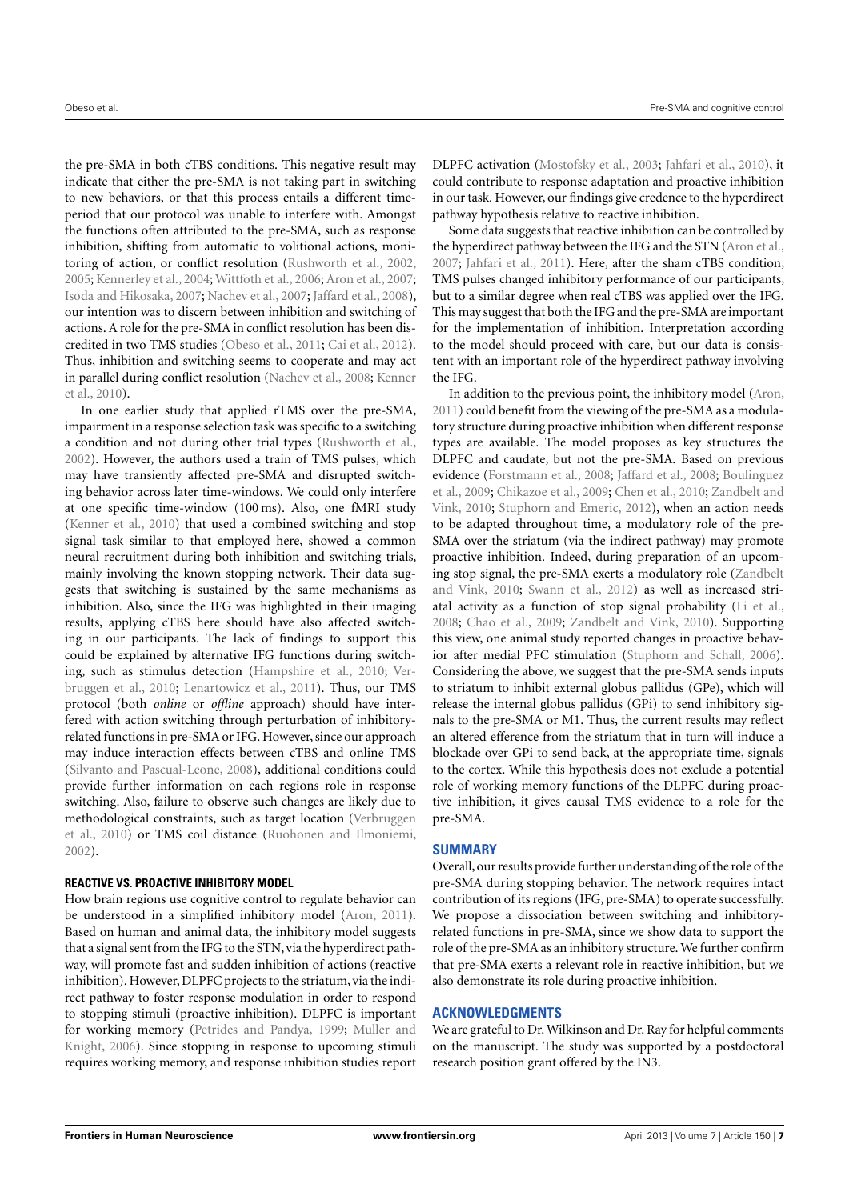the pre-SMA in both cTBS conditions. This negative result may indicate that either the pre-SMA is not taking part in switching to new behaviors, or that this process entails a different time-period that our protocol was unable to interfere with. Amongst the functions often attributed to the pre-SMA, such as response inhibition, shifting from automatic to volitional actions, monitoring of action, or conflict resolution (Rushworth et al., 2002, 2005; Kennerley et al., 2004; Wittfoth et al., 2006; Aron et al., 2007; Isoda and Hikosaka, 2007; Nachev et al., 2007; Jaffard et al., 2008), our intention was to discern between inhibition and switching of actions. A role for the pre-SMA in conflict resolution has been discredited in two TMS studies (Obeso et al., 2011; Cai et al., 2012). Thus, inhibition and switching seems to cooperate and may act in parallel during conflict resolution (Nachev et al., 2008; Kenner et al., 2010).

In one earlier study that applied rTMS over the pre-SMA, impairment in a response selection task was specific to a switching a condition and not during other trial types (Rushworth et al., 2002). However, the authors used a train of TMS pulses, which may have transiently affected pre-SMA and disrupted switching behavior across later time-windows. We could only interfere at one specific time-window (100 ms). Also, one fMRI study (Kenner et al., 2010) that used a combined switching and stop signal task similar to that employed here, showed a common neural recruitment during both inhibition and switching trials, mainly involving the known stopping network. Their data suggests that switching is sustained by the same mechanisms as inhibition. Also, since the IFG was highlighted in their imaging results, applying cTBS here should have also affected switching in our participants. The lack of findings to support this could be explained by alternative IFG functions during switching, such as stimulus detection (Hampshire et al., 2010; Verbruggen et al., 2010; Lenartowicz et al., 2011). Thus, our TMS protocol (both *online* or *offline* approach) should have interfered with action switching through perturbation of inhibitory-related functions in pre-SMA or IFG. However, since our approach may induce interaction effects between cTBS and online TMS (Silvanto and Pascual-Leone, 2008), additional conditions could provide further information on each regions role in response switching. Also, failure to observe such changes are likely due to methodological constraints, such as target location (Verbruggen et al., 2010) or TMS coil distance (Ruohonen and Ilmoniemi, 2002).

### REACTIVE VS. PROACTIVE INHIBITORY MODEL

How brain regions use cognitive control to regulate behavior can be understood in a simplified inhibitory model (Aron, 2011). Based on human and animal data, the inhibitory model suggests that a signal sent from the IFG to the STN, via the hyperdirect pathway, will promote fast and sudden inhibition of actions (reactive inhibition). However, DLPFC projects to the striatum, via the indirect pathway to foster response modulation in order to respond to stopping stimuli (proactive inhibition). DLPFC is important for working memory (Petrides and Pandya, 1999; Muller and Knight, 2006). Since stopping in response to upcoming stimuli requires working memory, and response inhibition studies report DLPFC activation (Mostofsky et al., 2003; Jahfari et al., 2010), it could contribute to response adaptation and proactive inhibition in our task. However, our findings give credence to the hyperdirect pathway hypothesis relative to reactive inhibition.

Some data suggests that reactive inhibition can be controlled by the hyperdirect pathway between the IFG and the STN (Aron et al., 2007; Jahfari et al., 2011). Here, after the sham cTBS condition, TMS pulses changed inhibitory performance of our participants, but to a similar degree when real cTBS was applied over the IFG. This may suggest that both the IFG and the pre-SMA are important for the implementation of inhibition. Interpretation according to the model should proceed with care, but our data is consistent with an important role of the hyperdirect pathway involving the IFG.

In addition to the previous point, the inhibitory model (Aron, 2011) could benefit from the viewing of the pre-SMA as a modulatory structure during proactive inhibition when different response types are available. The model proposes as key structures the DLPFC and caudate, but not the pre-SMA. Based on previous evidence (Forstmann et al., 2008; Jaffard et al., 2008; Boulinguez et al., 2009; Chikazoe et al., 2009; Chen et al., 2010; Zandbelt and Vink, 2010; Stuphorn and Emeric, 2012), when an action needs to be adapted throughout time, a modulatory role of the pre-SMA over the striatum (via the indirect pathway) may promote proactive inhibition. Indeed, during preparation of an upcoming stop signal, the pre-SMA exerts a modulatory role (Zandbelt and Vink, 2010; Swann et al., 2012) as well as increased striatal activity as a function of stop signal probability (Li et al., 2008; Chao et al., 2009; Zandbelt and Vink, 2010). Supporting this view, one animal study reported changes in proactive behavior after medial PFC stimulation (Stuphorn and Schall, 2006). Considering the above, we suggest that the pre-SMA sends inputs to striatum to inhibit external globus pallidus (GPe), which will release the internal globus pallidus (GPi) to send inhibitory signals to the pre-SMA or M1. Thus, the current results may reflect an altered efference from the striatum that in turn will induce a blockade over GPi to send back, at the appropriate time, signals to the cortex. While this hypothesis does not exclude a potential role of working memory functions of the DLPFC during proactive inhibition, it gives causal TMS evidence to a role for the pre-SMA.

## SUMMARY

Overall, our results provide further understanding of the role of the pre-SMA during stopping behavior. The network requires intact contribution of its regions (IFG, pre-SMA) to operate successfully. We propose a dissociation between switching and inhibitory-related functions in pre-SMA, since we show data to support the role of the pre-SMA as an inhibitory structure. We further confirm that pre-SMA exerts a relevant role in reactive inhibition, but we also demonstrate its role during proactive inhibition.

## ACKNOWLEDGMENTS

We are grateful to Dr. Wilkinson and Dr. Ray for helpful comments on the manuscript. The study was supported by a postdoctoral research position grant offered by the IN3.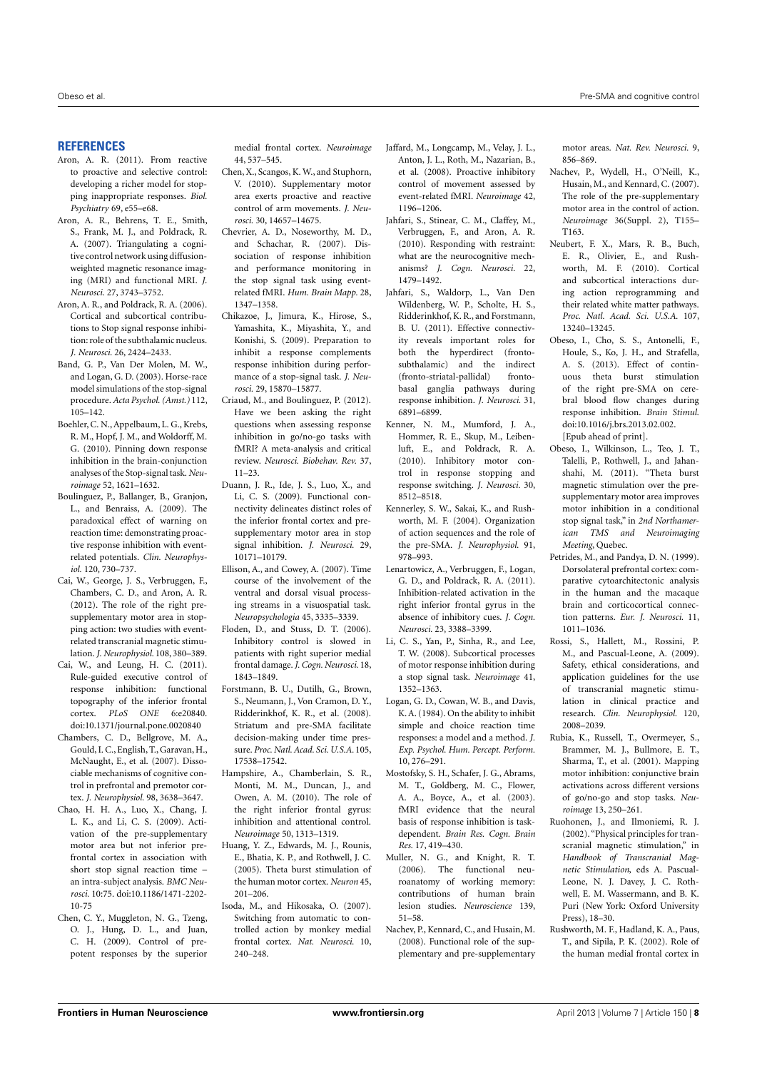## REFERENCES

Aron, A. R. (2011). From reactive to proactive and selective control: developing a richer model for stopping inappropriate responses. *Biol. Psychiatry* 69, e55–e68.

Aron, A. R., Behrens, T. E., Smith, S., Frank, M. J., and Poldrack, R. A. (2007). Triangulating a cognitive control network using diffusion-weighted magnetic resonance imaging (MRI) and functional MRI. *J. Neurosci.* 27, 3743–3752.

Aron, A. R., and Poldrack, R. A. (2006). Cortical and subcortical contributions to Stop signal response inhibition: role of the subthalamic nucleus. *J. Neurosci.* 26, 2424–2433.

Band, G. P., Van Der Molen, M. W., and Logan, G. D. (2003). Horse-race model simulations of the stop-signal procedure. *Acta Psychol. (Amst.)* 112, 105–142.

Boehler, C. N., Appelbaum, L. G., Krebs, R. M., Hopf, J. M., and Woldorff, M. G. (2010). Pinning down response inhibition in the brain-conjunction analyses of the Stop-signal task. *Neuroimage* 52, 1621–1632.

Boulinguez, P., Ballanger, B., Granjon, L., and Benraiss, A. (2009). The paradoxical effect of warning on reaction time: demonstrating proactive response inhibition with event-related potentials. *Clin. Neurophysiol.* 120, 730–737.

Cai, W., George, J. S., Verbruggen, F., Chambers, C. D., and Aron, A. R. (2012). The role of the right presupplementary motor area in stopping action: two studies with event-related transcranial magnetic stimulation. *J. Neurophysiol.* 108, 380–389.

Cai, W., and Leung, H. C. (2011). Rule-guided executive control of response inhibition: functional topography of the inferior frontal cortex. *PLoS ONE* 6:e20840. doi:10.1371/journal.pone.0020840

Chambers, C. D., Bellgrove, M. A., Gould, I. C., English, T., Garavan, H., McNaught, E., et al. (2007). Dissociable mechanisms of cognitive control in prefrontal and premotor cortex. *J. Neurophysiol.* 98, 3638–3647.

Chao, H. H. A., Luo, X., Chang, J. L. K., and Li, C. S. (2009). Activation of the pre-supplementary motor area but not inferior prefrontal cortex in association with short stop signal reaction time – an intra-subject analysis. *BMC Neurosci.* 10:75. doi:10.1186/1471-2202-10-75

Chen, C. Y., Muggleton, N. G., Tzeng, O. J., Hung, D. L., and Juan, C. H. (2009). Control of prepotent responses by the superior medial frontal cortex. *Neuroimage* 44, 537–545.

Chen, X., Scangos, K. W., and Stuphorn, V. (2010). Supplementary motor area exerts proactive and reactive control of arm movements. *J. Neurosci.* 30, 14657–14675.

Chevrier, A. D., Noseworthy, M. D., and Schachar, R. (2007). Dissociation of response inhibition and performance monitoring in the stop signal task using event-related fMRI. *Hum. Brain Mapp.* 28, 1347–1358.

Chikazoe, J., Jimura, K., Hirose, S., Yamashita, K., Miyashita, Y., and Konishi, S. (2009). Preparation to inhibit a response complements response inhibition during performance of a stop-signal task. *J. Neurosci.* 29, 15870–15877.

Criaud, M., and Boulinguez, P. (2012). Have we been asking the right questions when assessing response inhibition in go/no-go tasks with fMRI? A meta-analysis and critical review. *Neurosci. Biobehav. Rev.* 37, 11–23.

Duann, J. R., Ide, J. S., Luo, X., and Li, C. S. (2009). Functional connectivity delineates distinct roles of the inferior frontal cortex and presupplementary motor area in stop signal inhibition. *J. Neurosci.* 29, 10171–10179.

Ellison, A., and Cowey, A. (2007). Time course of the involvement of the ventral and dorsal visual processing streams in a visuospatial task. *Neuropsychologia* 45, 3335–3339.

Floden, D., and Stuss, D. T. (2006). Inhibitory control is slowed in patients with right superior medial frontal damage. *J. Cogn. Neurosci.* 18, 1843–1849.

Forstmann, B. U., Dutilh, G., Brown, S., Neumann, J., Von Cramon, D. Y., Ridderinkhof, K. R., et al. (2008). Striatum and pre-SMA facilitate decision-making under time pressure. *Proc. Natl. Acad. Sci. U.S.A.* 105, 17538–17542.

Hampshire, A., Chamberlain, S. R., Monti, M. M., Duncan, J., and Owen, A. M. (2010). The role of the right inferior frontal gyrus: inhibition and attentional control. *Neuroimage* 50, 1313–1319.

Huang, Y. Z., Edwards, M. J., Rounis, E., Bhatia, K. P., and Rothwell, J. C. (2005). Theta burst stimulation of the human motor cortex. *Neuron* 45, 201–206.

Isoda, M., and Hikosaka, O. (2007). Switching from automatic to controlled action by monkey medial frontal cortex. *Nat. Neurosci.* 10, 240–248.

Jaffard, M., Longcamp, M., Velay, J. L., Anton, J. L., Roth, M., Nazarian, B., et al. (2008). Proactive inhibitory control of movement assessed by event-related fMRI. *Neuroimage* 42, 1196–1206.

Jahfari, S., Stinear, C. M., Claffey, M., Verbruggen, F., and Aron, A. R. (2010). Responding with restraint: what are the neurocognitive mechanisms? *J. Cogn. Neurosci.* 22, 1479–1492.

Jahfari, S., Waldorp, L., Van Den Wildenberg, W. P., Scholte, H. S., Ridderinkhof, K. R., and Forstmann, B. U. (2011). Effective connectivity reveals important roles for both the hyperdirect (fronto-subthalamic) and the indirect (fronto-striatal-pallidal) fronto-basal ganglia pathways during response inhibition. *J. Neurosci.* 31, 6891–6899.

Kenner, N. M., Mumford, J. A., Hommer, R. E., Skup, M., Leibenluft, E., and Poldrack, R. A. (2010). Inhibitory motor control in response stopping and response switching. *J. Neurosci.* 30, 8512–8518.

Kennerley, S. W., Sakai, K., and Rushworth, M. F. (2004). Organization of action sequences and the role of the pre-SMA. *J. Neurophysiol.* 91, 978–993.

Lenartowicz, A., Verbruggen, F., Logan, G. D., and Poldrack, R. A. (2011). Inhibition-related activation in the right inferior frontal gyrus in the absence of inhibitory cues. *J. Cogn. Neurosci.* 23, 3388–3399.

Li, C. S., Yan, P., Sinha, R., and Lee, T. W. (2008). Subcortical processes of motor response inhibition during a stop signal task. *Neuroimage* 41, 1352–1363.

Logan, G. D., Cowan, W. B., and Davis, K. A. (1984). On the ability to inhibit simple and choice reaction time responses: a model and a method. *J. Exp. Psychol. Hum. Percept. Perform.* 10, 276–291.

Mostofsky, S. H., Schafer, J. G., Abrams, M. T., Goldberg, M. C., Flower, A. A., Boyce, A., et al. (2003). fMRI evidence that the neural basis of response inhibition is task-dependent. *Brain Res. Cogn. Brain Res.* 17, 419–430.

Muller, N. G., and Knight, R. T. (2006). The functional neuroanatomy of working memory: contributions of human brain lesion studies. *Neuroscience* 139, 51–58.

Nachev, P., Kennard, C., and Husain, M. (2008). Functional role of the supplementary and pre-supplementary motor areas. *Nat. Rev. Neurosci.* 9, 856–869.

Nachev, P., Wydell, H., O'Neill, K., Husain, M., and Kennard, C. (2007). The role of the pre-supplementary motor area in the control of action. *Neuroimage* 36(Suppl. 2), T155–T163.

Neubert, F. X., Mars, R. B., Buch, E. R., Olivier, E., and Rushworth, M. F. (2010). Cortical and subcortical interactions during action reprogramming and their related white matter pathways. *Proc. Natl. Acad. Sci. U.S.A.* 107, 13240–13245.

Obeso, I., Cho, S. S., Antonelli, F., Houle, S., Ko, J. H., and Strafella, A. S. (2013). Effect of continuous theta burst stimulation of the right pre-SMA on cerebral blood flow changes during response inhibition. *Brain Stimul.* doi:10.1016/j.brs.2013.02.002. [Epub ahead of print].

Obeso, I., Wilkinson, L., Teo, J. T., Talelli, P., Rothwell, J., and Jahanshahi, M. (2011). "Theta burst magnetic stimulation over the pre-supplementary motor area improves motor inhibition in a conditional stop signal task," in *2nd Northamerican TMS and Neuroimaging Meeting*, Quebec.

Petrides, M., and Pandya, D. N. (1999). Dorsolateral prefrontal cortex: comparative cytoarchitectonic analysis in the human and the macaque brain and corticocortical connection patterns. *Eur. J. Neurosci.* 11, 1011–1036.

Rossi, S., Hallett, M., Rossini, P. M., and Pascual-Leone, A. (2009). Safety, ethical considerations, and application guidelines for the use of transcranial magnetic stimulation in clinical practice and research. *Clin. Neurophysiol.* 120, 2008–2039.

Rubia, K., Russell, T., Overmeyer, S., Brammer, M. J., Bullmore, E. T., Sharma, T., et al. (2001). Mapping motor inhibition: conjunctive brain activations across different versions of go/no-go and stop tasks. *Neuroimage* 13, 250–261.

Ruohonen, J., and Ilmoniemi, R. J. (2002). "Physical principles for transcranial magnetic stimulation," in *Handbook of Transcranial Magnetic Stimulation*, eds A. Pascual-Leone, N. J. Davey, J. C. Rothwell, E. M. Wassermann, and B. K. Puri (New York: Oxford University Press), 18–30.

Rushworth, M. F., Hadland, K. A., Paus, T., and Sipila, P. K. (2002). Role of the human medial frontal cortex in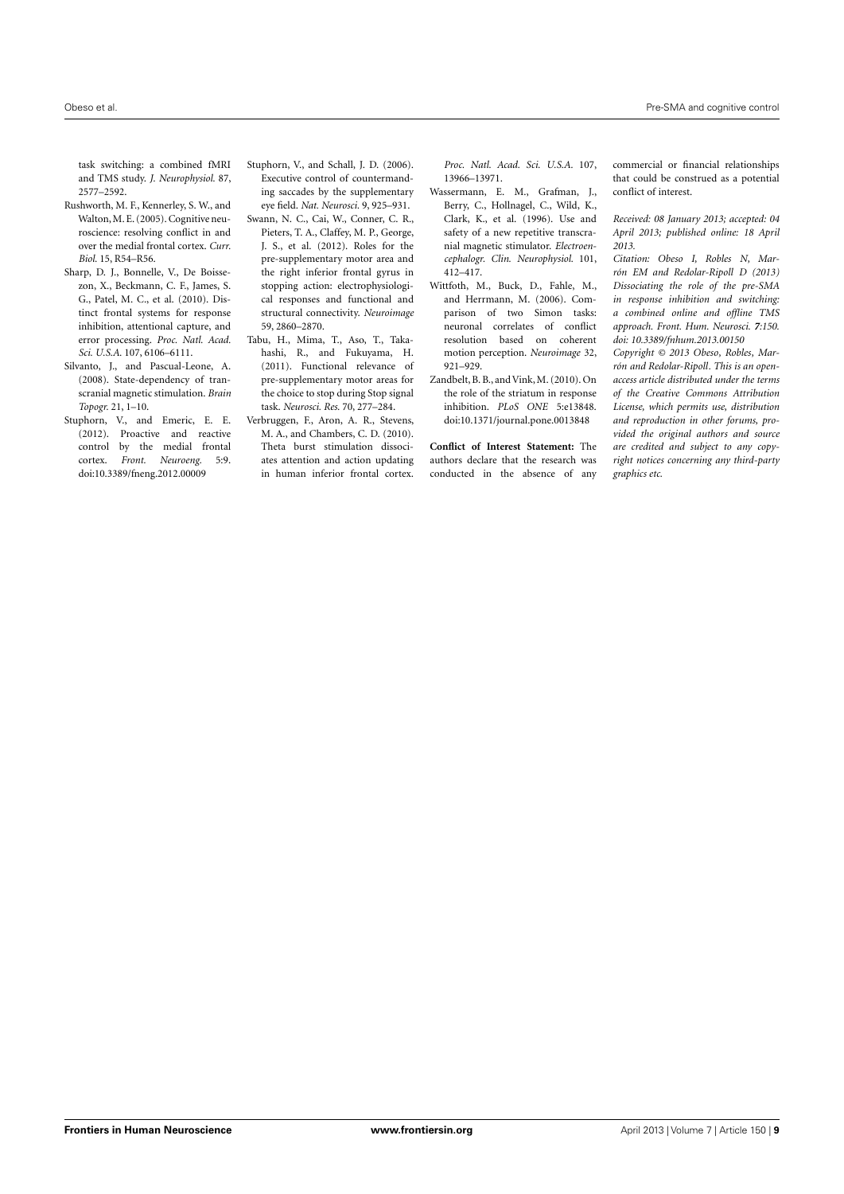task switching: a combined fMRI and TMS study. *J. Neurophysiol.* 87, 2577–2592.

Rushworth, M. F., Kennerley, S. W., and Walton, M. E. (2005). Cognitive neuroscience: resolving conflict in and over the medial frontal cortex. *Curr. Biol.* 15, R54–R56.

Sharp, D. J., Bonnelle, V., De Boissezon, X., Beckmann, C. F., James, S. G., Patel, M. C., et al. (2010). Distinct frontal systems for response inhibition, attentional capture, and error processing. *Proc. Natl. Acad. Sci. U.S.A.* 107, 6106–6111.

Silvanto, J., and Pascual-Leone, A. (2008). State-dependency of transcranial magnetic stimulation. *Brain Topogr.* 21, 1–10.

Stuphorn, V., and Emeric, E. E. (2012). Proactive and reactive control by the medial frontal cortex. *Front. Neuroeng.* 5:9. doi:10.3389/fneng.2012.00009

Stuphorn, V., and Schall, J. D. (2006). Executive control of countermanding saccades by the supplementary eye field. *Nat. Neurosci.* 9, 925–931.

Swann, N. C., Cai, W., Conner, C. R., Pieters, T. A., Claffey, M. P., George, J. S., et al. (2012). Roles for the pre-supplementary motor area and the right inferior frontal gyrus in stopping action: electrophysiological responses and functional and structural connectivity. *Neuroimage* 59, 2860–2870.

Tabu, H., Mima, T., Aso, T., Takahashi, R., and Fukuyama, H. (2011). Functional relevance of pre-supplementary motor areas for the choice to stop during Stop signal task. *Neurosci. Res.* 70, 277–284.

Verbruggen, F., Aron, A. R., Stevens, M. A., and Chambers, C. D. (2010). Theta burst stimulation dissociates attention and action updating in human inferior frontal cortex. *Proc. Natl. Acad. Sci. U.S.A.* 107, 13966–13971.

Wassermann, E. M., Grafman, J., Berry, C., Hollnagel, C., Wild, K., Clark, K., et al. (1996). Use and safety of a new repetitive transcranial magnetic stimulator. *Electroencephalogr. Clin. Neurophysiol.* 101, 412–417.

Wittfoth, M., Buck, D., Fahle, M., and Herrmann, M. (2006). Comparison of two Simon tasks: neuronal correlates of conflict resolution based on coherent motion perception. *Neuroimage* 32, 921–929.

Zandbelt, B. B., and Vink, M. (2010). On the role of the striatum in response inhibition. *PLoS ONE* 5:e13848. doi:10.1371/journal.pone.0013848

**Conflict of Interest Statement:** The authors declare that the research was conducted in the absence of any commercial or financial relationships that could be construed as a potential conflict of interest.

*Received: 08 January 2013; accepted: 04 April 2013; published online: 18 April 2013.*

*Citation: Obeso I, Robles N, Marrón EM and Redolar-Ripoll D (2013) Dissociating the role of the pre-SMA in response inhibition and switching: a combined online and offline TMS approach. Front. Hum. Neurosci.* ***7****:150. doi: 10.3389/fnhum.2013.00150*

*Copyright © 2013 Obeso, Robles, Marrón and Redolar-Ripoll. This is an open-access article distributed under the terms of the Creative Commons Attribution License, which permits use, distribution and reproduction in other forums, provided the original authors and source are credited and subject to any copyright notices concerning any third-party graphics etc.*